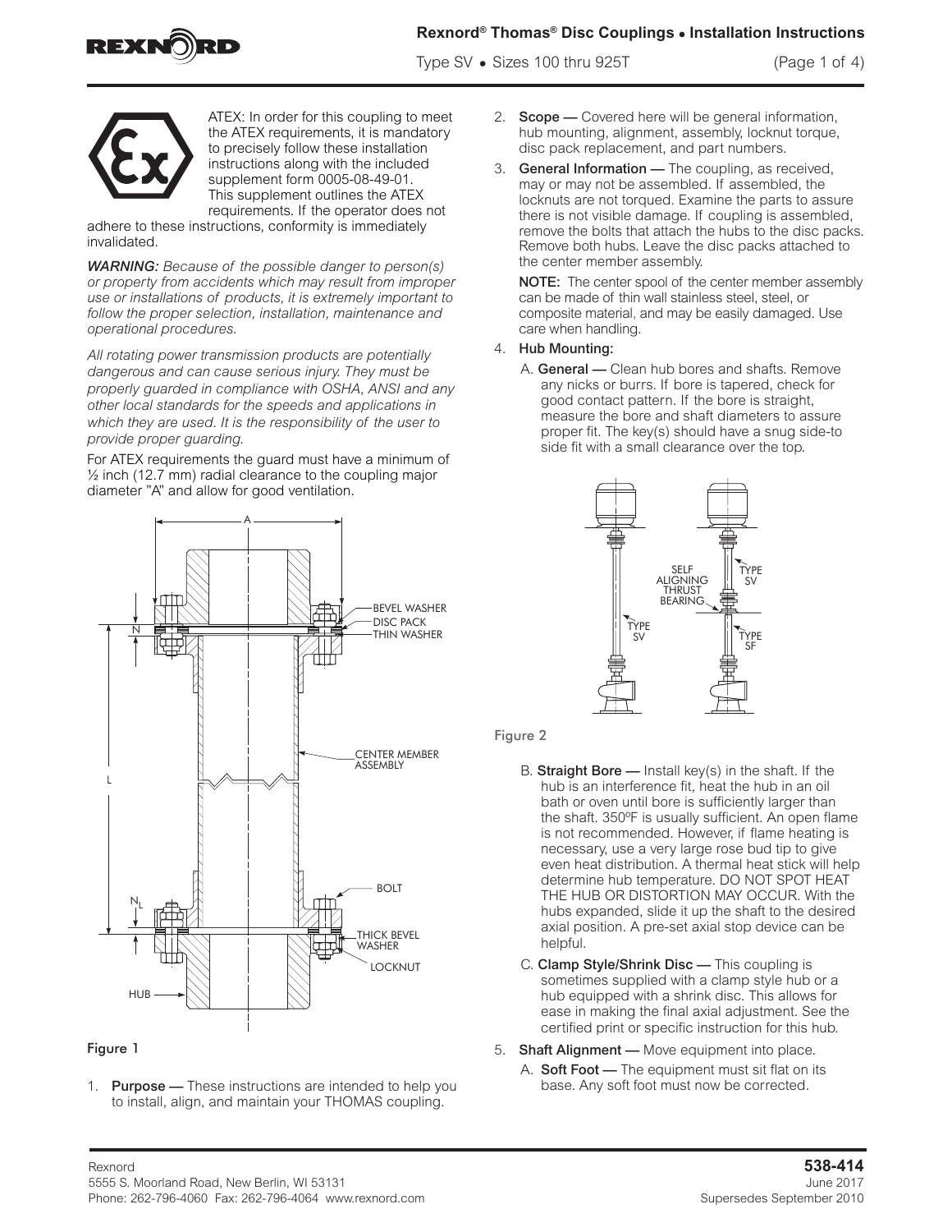# Rexnord® Thomas® Disc Couplings • Installation Instructions

Type SV • Sizes 100 thru 925T

ATEX: In order for this coupling to meet the ATEX requirements, it is mandatory to precisely follow these installation instructions along with the included supplement form 0005-08-49-01. This supplement outlines the ATEX requirements. If the operator does not adhere to these instructions, conformity is immediately invalidated.

***WARNING:*** *Because of the possible danger to person(s) or property from accidents which may result from improper use or installations of products, it is extremely important to follow the proper selection, installation, maintenance and operational procedures.*

*All rotating power transmission products are potentially dangerous and can cause serious injury. They must be properly guarded in compliance with OSHA, ANSI and any other local standards for the speeds and applications in which they are used. It is the responsibility of the user to provide proper guarding.*

For ATEX requirements the guard must have a minimum of ½ inch (12.7 mm) radial clearance to the coupling major diameter "A" and allow for good ventilation.

Figure 1

1. **Purpose —** These instructions are intended to help you to install, align, and maintain your THOMAS coupling.
2. **Scope —** Covered here will be general information, hub mounting, alignment, assembly, locknut torque, disc pack replacement, and part numbers.
3. **General Information —** The coupling, as received, may or may not be assembled. If assembled, the locknuts are not torqued. Examine the parts to assure there is not visible damage. If coupling is assembled, remove the bolts that attach the hubs to the disc packs. Remove both hubs. Leave the disc packs attached to the center member assembly.

   **NOTE:** The center spool of the center member assembly can be made of thin wall stainless steel, steel, or composite material, and may be easily damaged. Use care when handling.

4. **Hub Mounting:**

   A. **General —** Clean hub bores and shafts. Remove any nicks or burrs. If bore is tapered, check for good contact pattern. If the bore is straight, measure the bore and shaft diameters to assure proper fit. The key(s) should have a snug side-to side fit with a small clearance over the top.

Figure 2

   B. **Straight Bore —** Install key(s) in the shaft. If the hub is an interference fit, heat the hub in an oil bath or oven until bore is sufficiently larger than the shaft. 350ºF is usually sufficient. An open flame is not recommended. However, if flame heating is necessary, use a very large rose bud tip to give even heat distribution. A thermal heat stick will help determine hub temperature. DO NOT SPOT HEAT THE HUB OR DISTORTION MAY OCCUR. With the hubs expanded, slide it up the shaft to the desired axial position. A pre-set axial stop device can be helpful.

   C. **Clamp Style/Shrink Disc —** This coupling is sometimes supplied with a clamp style hub or a hub equipped with a shrink disc. This allows for ease in making the final axial adjustment. See the certified print or specific instruction for this hub.

5. **Shaft Alignment —** Move equipment into place.

   A. **Soft Foot —** The equipment must sit flat on its base. Any soft foot must now be corrected.

Rexnord
5555 S. Moorland Road, New Berlin, WI 53131
Phone: 262-796-4060 Fax: 262-796-4064 www.rexnord.com

**538-414**
June 2017
Supersedes September 2010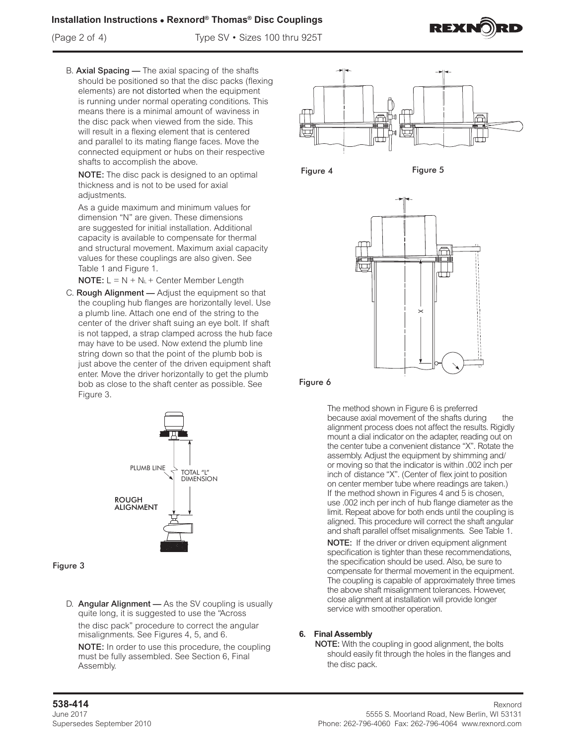B. **Axial Spacing —** The axial spacing of the shafts should be positioned so that the disc packs (flexing elements) are not distorted when the equipment is running under normal operating conditions. This means there is a minimal amount of waviness in the disc pack when viewed from the side. This will result in a flexing element that is centered and parallel to its mating flange faces. Move the connected equipment or hubs on their respective shafts to accomplish the above.

**NOTE:** The disc pack is designed to an optimal thickness and is not to be used for axial adjustments.

As a guide maximum and minimum values for dimension "N" are given. These dimensions are suggested for initial installation. Additional capacity is available to compensate for thermal and structural movement. Maximum axial capacity values for these couplings are also given. See Table 1 and Figure 1.

**NOTE:** $L = N + N_L$ + Center Member Length

C. **Rough Alignment —** Adjust the equipment so that the coupling hub flanges are horizontally level. Use a plumb line. Attach one end of the string to the center of the driver shaft suing an eye bolt. If shaft is not tapped, a strap clamped across the hub face may have to be used. Now extend the plumb line string down so that the point of the plumb bob is just above the center of the driven equipment shaft enter. Move the driver horizontally to get the plumb bob as close to the shaft center as possible. See Figure 3.

PLUMB LINE

TOTAL "L" DIMENSION

ROUGH ALIGNMENT

Figure 3

D. **Angular Alignment —** As the SV coupling is usually quite long, it is suggested to use the "Across the disc pack" procedure to correct the angular misalignments. See Figures 4, 5, and 6.

**NOTE:** In order to use this procedure, the coupling must be fully assembled. See Section 6, Final Assembly.

Figure 4

Figure 5

X

Figure 6

The method shown in Figure 6 is preferred because axial movement of the shafts during the alignment process does not affect the results. Rigidly mount a dial indicator on the adapter, reading out on the center tube a convenient distance "X". Rotate the assembly. Adjust the equipment by shimming and/or moving so that the indicator is within .002 inch per inch of distance "X". (Center of flex joint to position on center member tube where readings are taken.) If the method shown in Figures 4 and 5 is chosen, use .002 inch per inch of hub flange diameter as the limit. Repeat above for both ends until the coupling is aligned. This procedure will correct the shaft angular and shaft parallel offset misalignments. See Table 1.

**NOTE:** If the driver or driven equipment alignment specification is tighter than these recommendations, the specification should be used. Also, be sure to compensate for thermal movement in the equipment. The coupling is capable of approximately three times the above shaft misalignment tolerances. However, close alignment at installation will provide longer service with smoother operation.

### 6. Final Assembly

**NOTE:** With the coupling in good alignment, the bolts should easily fit through the holes in the flanges and the disc pack.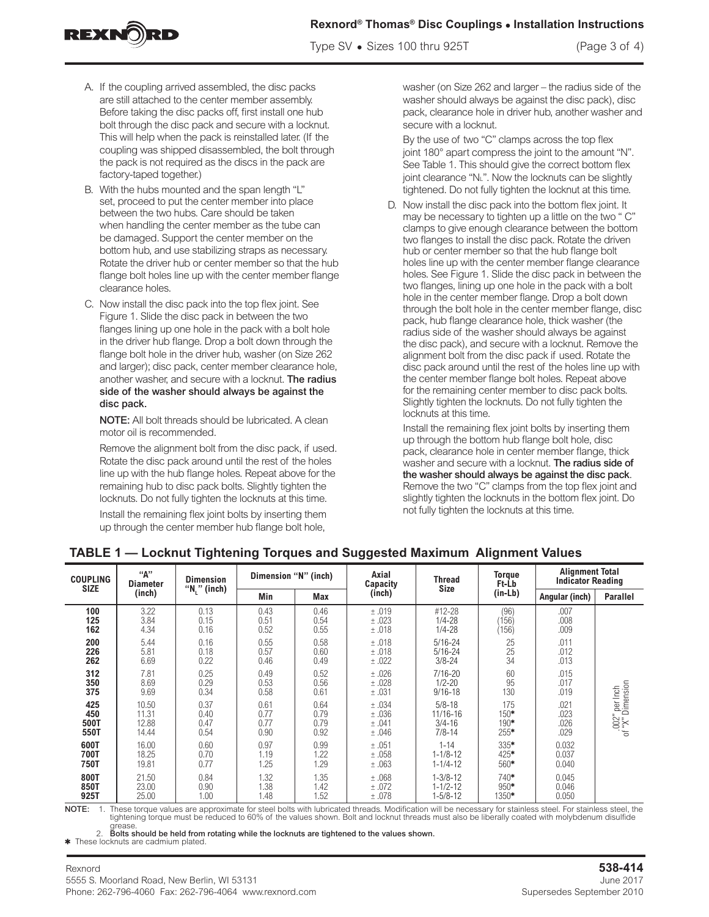A. If the coupling arrived assembled, the disc packs are still attached to the center member assembly. Before taking the disc packs off, first install one hub bolt through the disc pack and secure with a locknut. This will help when the pack is reinstalled later. (If the coupling was shipped disassembled, the bolt through the pack is not required as the discs in the pack are factory-taped together.)

B. With the hubs mounted and the span length "L" set, proceed to put the center member into place between the two hubs. Care should be taken when handling the center member as the tube can be damaged. Support the center member on the bottom hub, and use stabilizing straps as necessary. Rotate the driver hub or center member so that the hub flange bolt holes line up with the center member flange clearance holes.

C. Now install the disc pack into the top flex joint. See Figure 1. Slide the disc pack in between the two flanges lining up one hole in the pack with a bolt hole in the driver hub flange. Drop a bolt down through the flange bolt hole in the driver hub, washer (on Size 262 and larger); disc pack, center member clearance hole, another washer, and secure with a locknut. **The radius side of the washer should always be against the disc pack.**

   **NOTE:** All bolt threads should be lubricated. A clean motor oil is recommended.

   Remove the alignment bolt from the disc pack, if used. Rotate the disc pack around until the rest of the holes line up with the hub flange holes. Repeat above for the remaining hub to disc pack bolts. Slightly tighten the locknuts. Do not fully tighten the locknuts at this time.

   Install the remaining flex joint bolts by inserting them up through the center member hub flange bolt hole, washer (on Size 262 and larger – the radius side of the washer should always be against the disc pack), disc pack, clearance hole in driver hub, another washer and secure with a locknut.

   By the use of two "C" clamps across the top flex joint 180° apart compress the joint to the amount "N". See Table 1. This should give the correct bottom flex joint clearance "$N_L$". Now the locknuts can be slightly tightened. Do not fully tighten the locknut at this time.

D. Now install the disc pack into the bottom flex joint. It may be necessary to tighten up a little on the two " C" clamps to give enough clearance between the bottom two flanges to install the disc pack. Rotate the driven hub or center member so that the hub flange bolt holes line up with the center member flange clearance holes. See Figure 1. Slide the disc pack in between the two flanges, lining up one hole in the pack with a bolt hole in the center member flange. Drop a bolt down through the bolt hole in the center member flange, disc pack, hub flange clearance hole, thick washer (the radius side of the washer should always be against the disc pack), and secure with a locknut. Remove the alignment bolt from the disc pack if used. Rotate the disc pack around until the rest of the holes line up with the center member flange bolt holes. Repeat above for the remaining center member to disc pack bolts. Slightly tighten the locknuts. Do not fully tighten the locknuts at this time.

   Install the remaining flex joint bolts by inserting them up through the bottom hub flange bolt hole, disc pack, clearance hole in center member flange, thick washer and secure with a locknut. **The radius side of the washer should always be against the disc pack**. Remove the two "C" clamps from the top flex joint and slightly tighten the locknuts in the bottom flex joint. Do not fully tighten the locknuts at this time.

## TABLE 1 — Locknut Tightening Torques and Suggested Maximum Alignment Values

| COUPLING SIZE | "A" Diameter (inch) | Dimension "$N_L$" (inch) | Dimension "N" (inch) | | Axial Capacity (inch) | Thread Size | Torque Ft-Lb (in-Lb) | Alignment Total Indicator Reading | |
|---|---|---|---|---|---|---|---|---|---|
| | | | Min | Max | | | | Angular (inch) | Parallel |
| 100 | 3.22 | 0.13 | 0.43 | 0.46 | ± .019 | #12-28 | (96) | .007 | .002" per Inch of "X" Dimension |
| 125 | 3.84 | 0.15 | 0.51 | 0.54 | ± .023 | 1/4-28 | (156) | .008 | |
| 162 | 4.34 | 0.16 | 0.52 | 0.55 | ± .018 | 1/4-28 | (156) | .009 | |
| 200 | 5.44 | 0.16 | 0.55 | 0.58 | ± .018 | 5/16-24 | 25 | .011 | |
| 226 | 5.81 | 0.18 | 0.57 | 0.60 | ± .018 | 5/16-24 | 25 | .012 | |
| 262 | 6.69 | 0.22 | 0.46 | 0.49 | ± .022 | 3/8-24 | 34 | .013 | |
| 312 | 7.81 | 0.25 | 0.49 | 0.52 | ± .026 | 7/16-20 | 60 | .015 | |
| 350 | 8.69 | 0.29 | 0.53 | 0.56 | ± .028 | 1/2-20 | 95 | .017 | |
| 375 | 9.69 | 0.34 | 0.58 | 0.61 | ± .031 | 9/16-18 | 130 | .019 | |
| 425 | 10.50 | 0.37 | 0.61 | 0.64 | ± .034 | 5/8-18 | 175 | .021 | |
| 450 | 11.31 | 0.40 | 0.77 | 0.79 | ± .036 | 11/16-16 | 150✱ | .023 | |
| 500T | 12.88 | 0.47 | 0.77 | 0.79 | ± .041 | 3/4-16 | 190✱ | .026 | |
| 550T | 14.44 | 0.54 | 0.90 | 0.92 | ± .046 | 7/8-14 | 255✱ | .029 | |
| 600T | 16.00 | 0.60 | 0.97 | 0.99 | ± .051 | 1-14 | 335✱ | 0.032 | |
| 700T | 18.25 | 0.70 | 1.19 | 1.22 | ± .058 | 1-1/8-12 | 425✱ | 0.037 | |
| 750T | 19.81 | 0.77 | 1.25 | 1.29 | ± .063 | 1-1/4-12 | 560✱ | 0.040 | |
| 800T | 21.50 | 0.84 | 1.32 | 1.35 | ± .068 | 1-3/8-12 | 740✱ | 0.045 | |
| 850T | 23.00 | 0.90 | 1.38 | 1.42 | ± .072 | 1-1/2-12 | 950✱ | 0.046 | |
| 925T | 25.00 | 1.00 | 1.48 | 1.52 | ± .078 | 1-5/8-12 | 1350✱ | 0.050 | |

**NOTE:** 1. These torque values are approximate for steel bolts with lubricated threads. Modification will be necessary for stainless steel. For stainless steel, the tightening torque must be reduced to 60% of the values shown. Bolt and locknut threads must also be liberally coated with molybdenum disulfide grease.

2. **Bolts should be held from rotating while the locknuts are tightened to the values shown.**

✱ These locknuts are cadmium plated.

Rexnord
5555 S. Moorland Road, New Berlin, WI 53131
Phone: 262-796-4060 Fax: 262-796-4064 www.rexnord.com

**538-414**
June 2017
Supersedes September 2010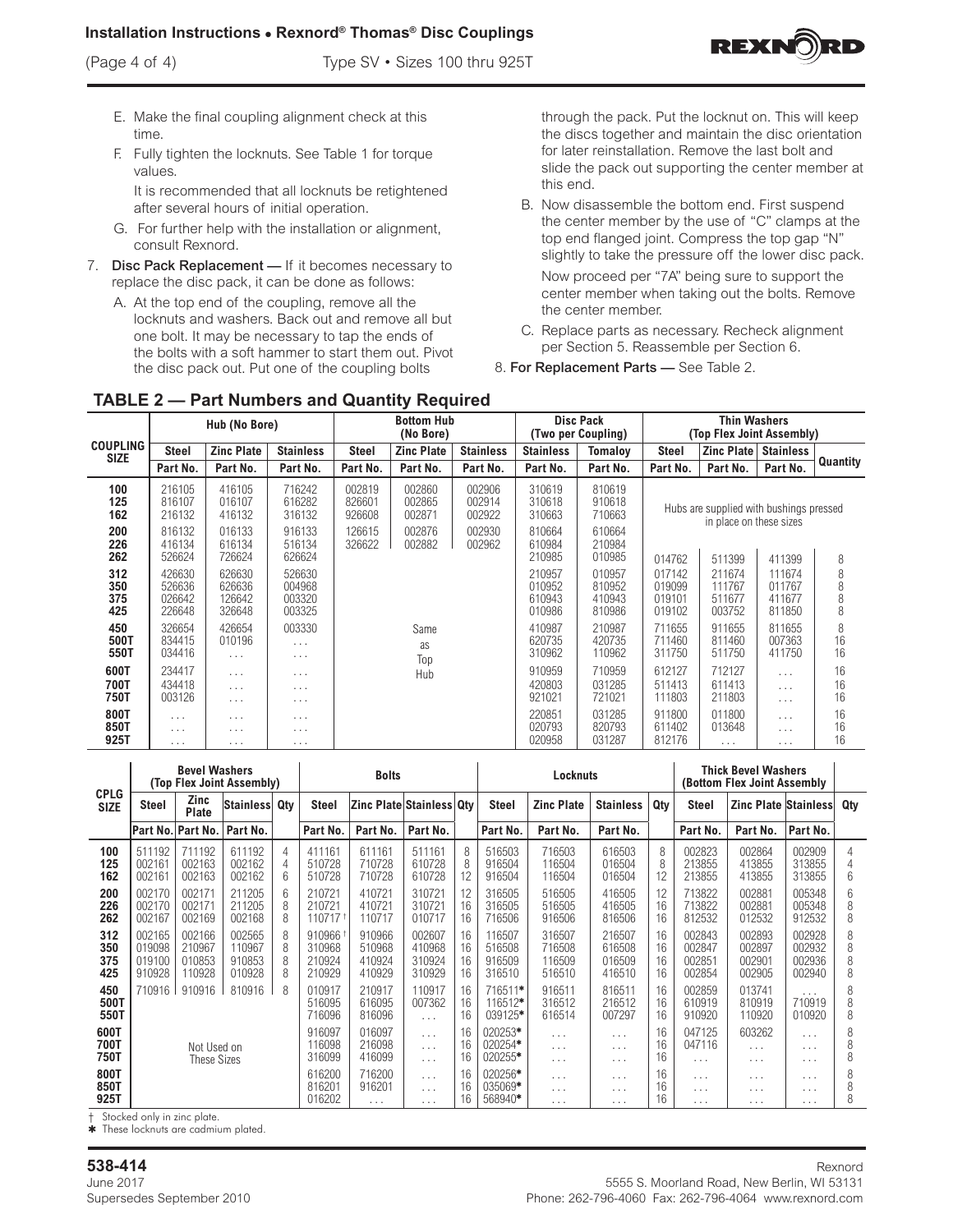E. Make the final coupling alignment check at this time.

F. Fully tighten the locknuts. See Table 1 for torque values.

   It is recommended that all locknuts be retightened after several hours of initial operation.

G. For further help with the installation or alignment, consult Rexnord.

7. **Disc Pack Replacement —** If it becomes necessary to replace the disc pack, it can be done as follows:

   A. At the top end of the coupling, remove all the locknuts and washers. Back out and remove all but one bolt. It may be necessary to tap the ends of the bolts with a soft hammer to start them out. Pivot the disc pack out. Put one of the coupling bolts through the pack. Put the locknut on. This will keep the discs together and maintain the disc orientation for later reinstallation. Remove the last bolt and slide the pack out supporting the center member at this end.

   B. Now disassemble the bottom end. First suspend the center member by the use of "C" clamps at the top end flanged joint. Compress the top gap "N" slightly to take the pressure off the lower disc pack.

      Now proceed per "7A" being sure to support the center member when taking out the bolts. Remove the center member.

   C. Replace parts as necessary. Recheck alignment per Section 5. Reassemble per Section 6.

8. **For Replacement Parts —** See Table 2.

## TABLE 2 — Part Numbers and Quantity Required

| COUPLING SIZE | Hub (No Bore) | | | Bottom Hub (No Bore) | | | Disc Pack (Two per Coupling) | | Thin Washers (Top Flex Joint Assembly) | | | |
|---|---|---|---|---|---|---|---|---|---|---|---|---|
| | Steel | Zinc Plate | Stainless | Steel | Zinc Plate | Stainless | Stainless | Tomaloy | Steel | Zinc Plate | Stainless | |
| | Part No. | Part No. | Part No. | Part No. | Part No. | Part No. | Part No. | Part No. | Part No. | Part No. | Part No. | Quantity |
| 100 | 216105 | 416105 | 716242 | 002819 | 002860 | 002906 | 310619 | 810619 | Hubs are supplied with bushings pressed in place on these sizes | | | |
| 125 | 816107 | 016107 | 616282 | 826601 | 002865 | 002914 | 310618 | 910618 | | | | |
| 162 | 216132 | 416132 | 316132 | 926608 | 002871 | 002922 | 310663 | 710663 | | | | |
| 200 | 816132 | 016133 | 916133 | 126615 | 002876 | 002930 | 810664 | 610664 | | | | |
| 226 | 416134 | 616134 | 516134 | 326622 | 002882 | 002962 | 610984 | 210984 | | | | |
| 262 | 526624 | 726624 | 626624 | | | | 210985 | 010985 | 014762 | 511399 | 411399 | 8 |
| 312 | 426630 | 626630 | 526630 | Same as Top Hub | | | 210957 | 010957 | 017142 | 211674 | 111674 | 8 |
| 350 | 526636 | 626636 | 004968 | | | | 010952 | 810952 | 019099 | 111767 | 011767 | 8 |
| 375 | 026642 | 126642 | 003320 | | | | 610943 | 410943 | 019101 | 511677 | 411677 | 8 |
| 425 | 226648 | 326648 | 003325 | | | | 010986 | 810986 | 019102 | 003752 | 811850 | 8 |
| 450 | 326654 | 426654 | 003330 | | | | 410987 | 210987 | 711655 | 911655 | 811655 | 8 |
| 500T | 834415 | 010196 | ... | | | | 620735 | 420735 | 711460 | 811460 | 007363 | 16 |
| 550T | 034416 | ... | ... | | | | 310962 | 110962 | 311750 | 511750 | 411750 | 16 |
| 600T | 234417 | ... | ... | | | | 910959 | 710959 | 612127 | 712127 | ... | 16 |
| 700T | 434418 | ... | ... | | | | 420803 | 031285 | 511413 | 611413 | ... | 16 |
| 750T | 003126 | ... | ... | | | | 921021 | 721021 | 111803 | 211803 | ... | 16 |
| 800T | ... | ... | ... | | | | 220851 | 031285 | 911800 | 011800 | ... | 16 |
| 850T | ... | ... | ... | | | | 020793 | 820793 | 611402 | 013648 | ... | 16 |
| 925T | ... | ... | ... | | | | 020958 | 031287 | 812176 | ... | ... | 16 |

| CPLG SIZE | Bevel Washers (Top Flex Joint Assembly) | | | | Bolts | | | | Locknuts | | | | Thick Bevel Washers (Bottom Flex Joint Assembly | | | |
|---|---|---|---|---|---|---|---|---|---|---|---|---|---|---|---|---|
| | Steel | Zinc Plate | Stainless | Qty | Steel | Zinc Plate | Stainless | Qty | Steel | Zinc Plate | Stainless | Qty | Steel | Zinc Plate | Stainless | Qty |
| | Part No. | Part No. | Part No. | | Part No. | Part No. | Part No. | | Part No. | Part No. | Part No. | | Part No. | Part No. | Part No. | |
| 100 | 511192 | 711192 | 611192 | 4 | 411161 | 611161 | 511161 | 8 | 516503 | 716503 | 616503 | 8 | 002823 | 002864 | 002909 | 4 |
| 125 | 002161 | 002163 | 002162 | 4 | 510728 | 710728 | 610728 | 8 | 916504 | 116504 | 016504 | 8 | 213855 | 413855 | 313855 | 4 |
| 162 | 002161 | 002163 | 002162 | 6 | 510728 | 710728 | 610728 | 12 | 916504 | 116504 | 016504 | 12 | 213855 | 413855 | 313855 | 6 |
| 200 | 002170 | 002171 | 211205 | 6 | 210721 | 410721 | 310721 | 12 | 316505 | 516505 | 416505 | 12 | 713822 | 002881 | 005348 | 6 |
| 226 | 002170 | 002171 | 211205 | 8 | 210721 | 410721 | 310721 | 16 | 316505 | 516505 | 416505 | 16 | 713822 | 002881 | 005348 | 8 |
| 262 | 002167 | 002169 | 002168 | 8 | 110717 † | 110717 | 010717 | 16 | 716506 | 916506 | 816506 | 16 | 812532 | 012532 | 912532 | 8 |
| 312 | 002165 | 002166 | 002565 | 8 | 910966 † | 910966 | 002607 | 16 | 116507 | 316507 | 216507 | 16 | 002843 | 002893 | 002928 | 8 |
| 350 | 019098 | 210967 | 110967 | 8 | 310968 | 510968 | 410968 | 16 | 516508 | 716508 | 616508 | 16 | 002847 | 002897 | 002932 | 8 |
| 375 | 019100 | 010853 | 910853 | 8 | 210924 | 410924 | 310924 | 16 | 916509 | 116509 | 016509 | 16 | 002851 | 002901 | 002936 | 8 |
| 425 | 910928 | 110928 | 010928 | 8 | 210929 | 410929 | 310929 | 16 | 316510 | 516510 | 416510 | 16 | 002854 | 002905 | 002940 | 8 |
| 450 | 710916 | 910916 | 810916 | 8 | 010917 | 210917 | 110917 | 16 | 716511* | 916511 | 816511 | 16 | 002859 | 013741 | ... | 8 |
| 500T | | | | | 516095 | 616095 | 007362 | 16 | 116512* | 316512 | 216512 | 16 | 610919 | 810919 | 710919 | 8 |
| 550T | | | | | 716096 | 816096 | ... | 16 | 039125* | 616514 | 007297 | 16 | 910920 | 110920 | 010920 | 8 |
| 600T | Not Used on These Sizes | | | | 916097 | 016097 | ... | 16 | 020253* | ... | ... | 16 | 047125 | 603262 | ... | 8 |
| 700T | | | | | 116098 | 216098 | ... | 16 | 020254* | ... | ... | 16 | 047116 | ... | ... | 8 |
| 750T | | | | | 316099 | 416099 | ... | 16 | 020255* | ... | ... | 16 | ... | ... | ... | 8 |
| 800T | | | | | 616200 | 716200 | ... | 16 | 020256* | ... | ... | 16 | ... | ... | ... | 8 |
| 850T | | | | | 816201 | 916201 | ... | 16 | 035069* | ... | ... | 16 | ... | ... | ... | 8 |
| 925T | | | | | 016202 | ... | ... | 16 | 568940* | ... | ... | 16 | ... | ... | ... | 8 |

† Stocked only in zinc plate.
* These locknuts are cadmium plated.

**538-414**
June 2017
Supersedes September 2010

Rexnord
5555 S. Moorland Road, New Berlin, WI 53131
Phone: 262-796-4060 Fax: 262-796-4064 www.rexnord.com